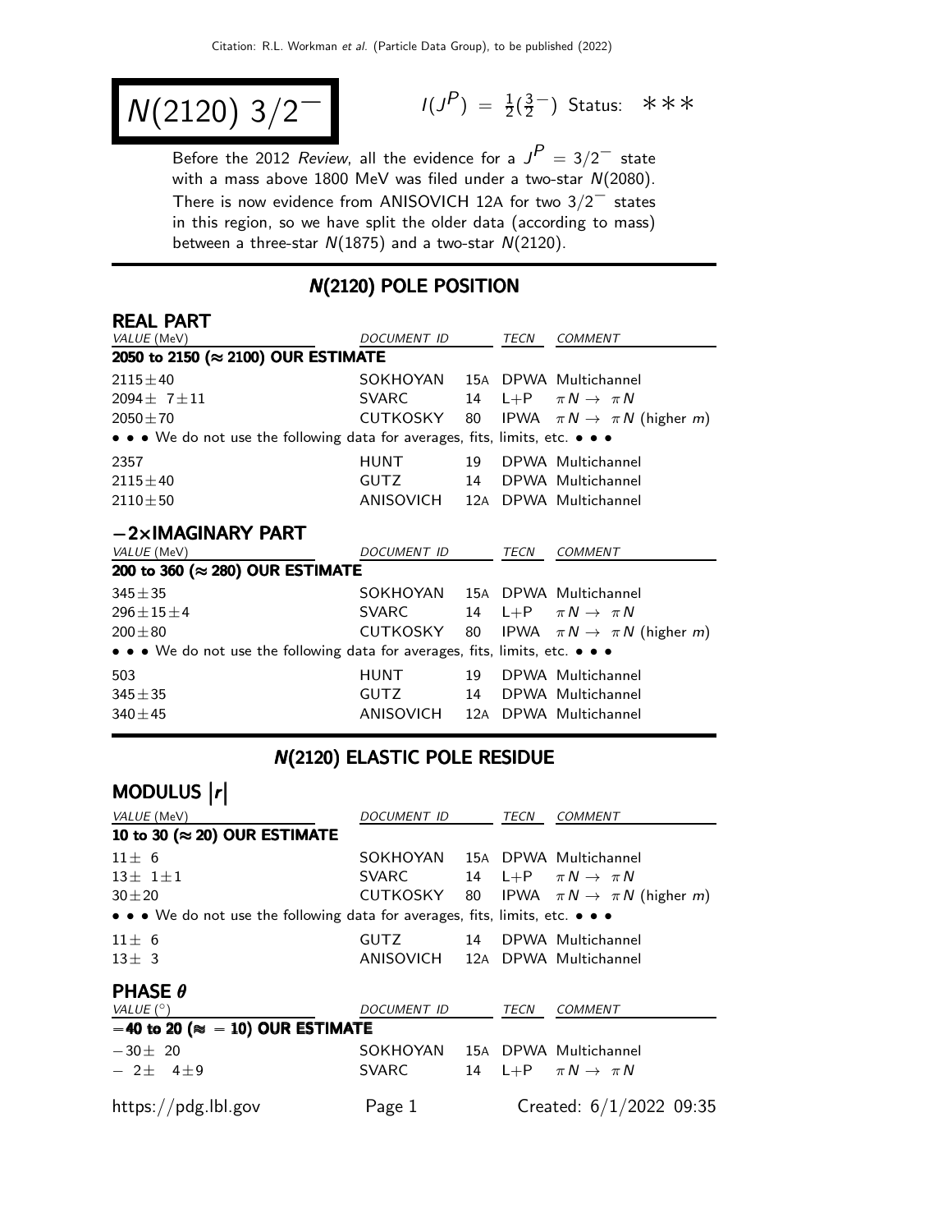# $N(2120)$ $3/2^-$

$I(J^P) = \frac{1}{2}(\frac{3}{2}^-)$ Status: ∗∗∗

Before the 2012 *Review*, all the evidence for a $J^P = 3/2^-$ state with a mass above 1800 MeV was filed under a two-star $N(2080)$. There is now evidence from ANISOVICH 12A for two $3/2^-$ states in this region, so we have split the older data (according to mass) between a three-star $N(1875)$ and a two-star $N(2120)$.

## $N(2120)$ POLE POSITION

### REAL PART

| VALUE (MeV) | DOCUMENT ID | | TECN | COMMENT |
|---|---|---|---|---|
| **2050 to 2150 (≈ 2100) OUR ESTIMATE** | | | | |
| $2115 \pm 40$ | SOKHOYAN | 15A | DPWA | Multichannel |
| $2094 \pm 7 \pm 11$ | SVARC | 14 | L+P | $\pi N \to \pi N$ |
| $2050 \pm 70$ | CUTKOSKY | 80 | IPWA | $\pi N \to \pi N$ (higher $m$) |
| • • • We do not use the following data for averages, fits, limits, etc. • • • | | | | |
| 2357 | HUNT | 19 | DPWA | Multichannel |
| $2115 \pm 40$ | GUTZ | 14 | DPWA | Multichannel |
| $2110 \pm 50$ | ANISOVICH | 12A | DPWA | Multichannel |

### −2×IMAGINARY PART

| VALUE (MeV) | DOCUMENT ID | | TECN | COMMENT |
|---|---|---|---|---|
| **200 to 360 (≈ 280) OUR ESTIMATE** | | | | |
| $345 \pm 35$ | SOKHOYAN | 15A | DPWA | Multichannel |
| $296 \pm 15 \pm 4$ | SVARC | 14 | L+P | $\pi N \to \pi N$ |
| $200 \pm 80$ | CUTKOSKY | 80 | IPWA | $\pi N \to \pi N$ (higher $m$) |
| • • • We do not use the following data for averages, fits, limits, etc. • • • | | | | |
| 503 | HUNT | 19 | DPWA | Multichannel |
| $345 \pm 35$ | GUTZ | 14 | DPWA | Multichannel |
| $340 \pm 45$ | ANISOVICH | 12A | DPWA | Multichannel |

## $N(2120)$ ELASTIC POLE RESIDUE

### MODULUS $|r|$

| VALUE (MeV) | DOCUMENT ID | | TECN | COMMENT |
|---|---|---|---|---|
| **10 to 30 (≈ 20) OUR ESTIMATE** | | | | |
| $11 \pm 6$ | SOKHOYAN | 15A | DPWA | Multichannel |
| $13 \pm 1 \pm 1$ | SVARC | 14 | L+P | $\pi N \to \pi N$ |
| $30 \pm 20$ | CUTKOSKY | 80 | IPWA | $\pi N \to \pi N$ (higher $m$) |
| • • • We do not use the following data for averages, fits, limits, etc. • • • | | | | |
| $11 \pm 6$ | GUTZ | 14 | DPWA | Multichannel |
| $13 \pm 3$ | ANISOVICH | 12A | DPWA | Multichannel |

### PHASE $\theta$

| VALUE (°) | DOCUMENT ID | | TECN | COMMENT |
|---|---|---|---|---|
| **−40 to 20 (≈ −10) OUR ESTIMATE** | | | | |
| $-30 \pm 20$ | SOKHOYAN | 15A | DPWA | Multichannel |
| $-2 \pm 4 \pm 9$ | SVARC | 14 | L+P | $\pi N \to \pi N$ |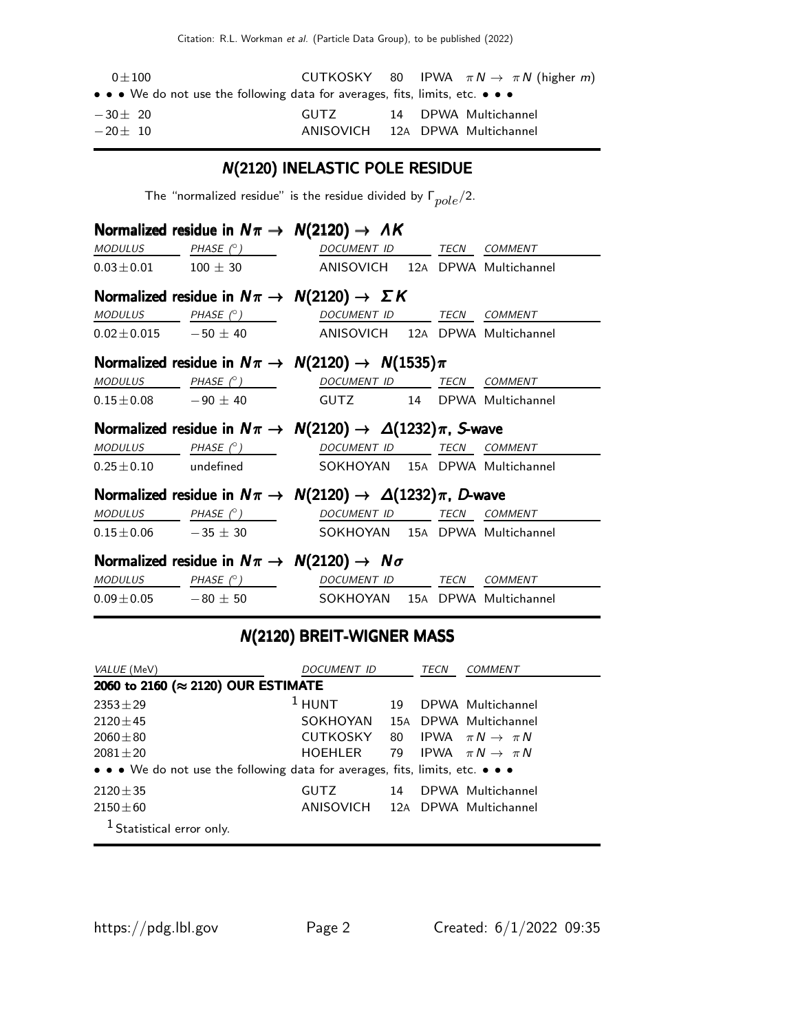| | | | | |
|---|---|---|---|---|
| $0 \pm 100$ | CUTKOSKY | 80 | IPWA | $\pi N \to \pi N$ (higher $m$) |
| • • • We do not use the following data for averages, fits, limits, etc. • • • | | | | |
| $-30 \pm 20$ | GUTZ | 14 | DPWA | Multichannel |
| $-20 \pm 10$ | ANISOVICH | 12A | DPWA | Multichannel |

## N(2120) INELASTIC POLE RESIDUE

The "normalized residue" is the residue divided by $\Gamma_{pole}/2$.

### Normalized residue in $N\pi \to N(2120) \to \Lambda K$

| MODULUS | PHASE (°) | DOCUMENT ID | | TECN | COMMENT |
|---|---|---|---|---|---|
| $0.03 \pm 0.01$ | $100 \pm 30$ | ANISOVICH | 12A | DPWA | Multichannel |

### Normalized residue in $N\pi \to N(2120) \to \Sigma K$

| MODULUS | PHASE (°) | DOCUMENT ID | | TECN | COMMENT |
|---|---|---|---|---|---|
| $0.02 \pm 0.015$ | $-50 \pm 40$ | ANISOVICH | 12A | DPWA | Multichannel |

### Normalized residue in $N\pi \to N(2120) \to N(1535)\pi$

| MODULUS | PHASE (°) | DOCUMENT ID | | TECN | COMMENT |
|---|---|---|---|---|---|
| $0.15 \pm 0.08$ | $-90 \pm 40$ | GUTZ | 14 | DPWA | Multichannel |

### Normalized residue in $N\pi \to N(2120) \to \Delta(1232)\pi$, S-wave

| MODULUS | PHASE (°) | DOCUMENT ID | | TECN | COMMENT |
|---|---|---|---|---|---|
| $0.25 \pm 0.10$ | undefined | SOKHOYAN | 15A | DPWA | Multichannel |

### Normalized residue in $N\pi \to N(2120) \to \Delta(1232)\pi$, D-wave

| MODULUS | PHASE (°) | DOCUMENT ID | | TECN | COMMENT |
|---|---|---|---|---|---|
| $0.15 \pm 0.06$ | $-35 \pm 30$ | SOKHOYAN | 15A | DPWA | Multichannel |

### Normalized residue in $N\pi \to N(2120) \to N\sigma$

| MODULUS | PHASE (°) | DOCUMENT ID | | TECN | COMMENT |
|---|---|---|---|---|---|
| $0.09 \pm 0.05$ | $-80 \pm 50$ | SOKHOYAN | 15A | DPWA | Multichannel |

## N(2120) BREIT-WIGNER MASS

| VALUE (MeV) | DOCUMENT ID | | TECN | COMMENT |
|---|---|---|---|---|
| **2060 to 2160 (≈ 2120) OUR ESTIMATE** | | | | |
| $2353 \pm 29$ | [1] HUNT | 19 | DPWA | Multichannel |
| $2120 \pm 45$ | SOKHOYAN | 15A | DPWA | Multichannel |
| $2060 \pm 80$ | CUTKOSKY | 80 | IPWA | $\pi N \to \pi N$ |
| $2081 \pm 20$ | HOEHLER | 79 | IPWA | $\pi N \to \pi N$ |
| • • • We do not use the following data for averages, fits, limits, etc. • • • | | | | |
| $2120 \pm 35$ | GUTZ | 14 | DPWA | Multichannel |
| $2150 \pm 60$ | ANISOVICH | 12A | DPWA | Multichannel |

[1] Statistical error only.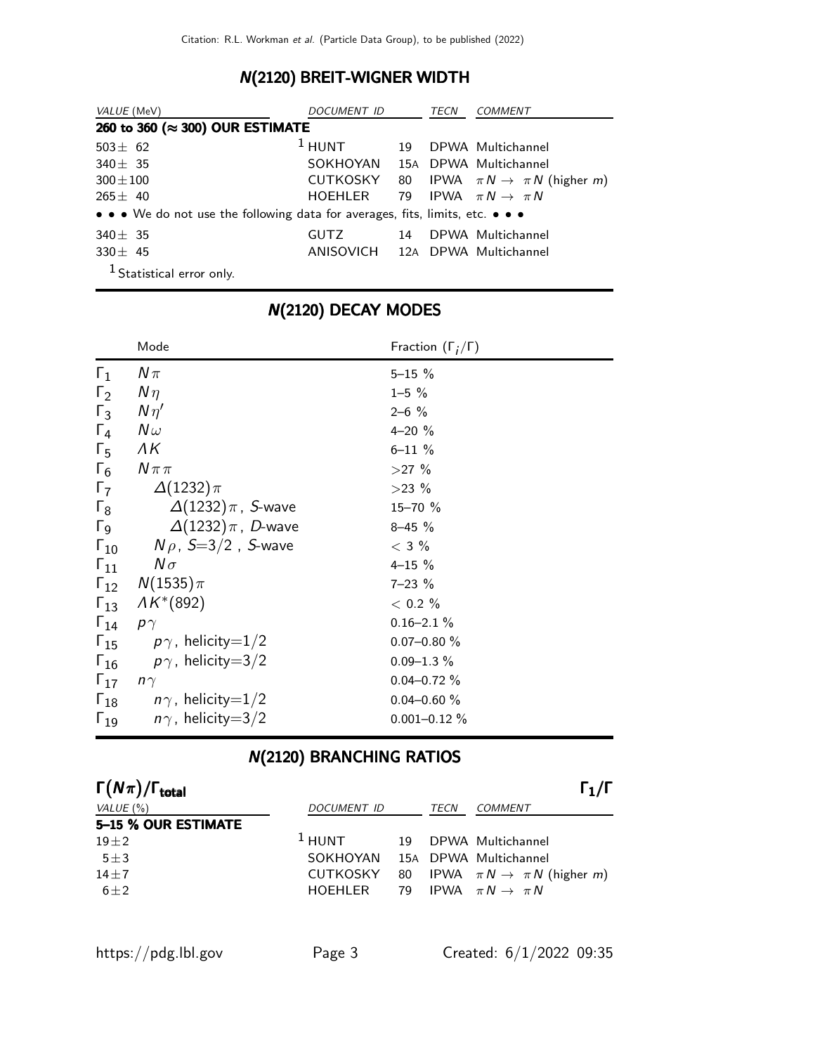## N(2120) BREIT-WIGNER WIDTH

| VALUE (MeV) | DOCUMENT ID | | TECN | COMMENT |
|---|---|---|---|---|
| **260 to 360 (≈ 300) OUR ESTIMATE** | | | | |
| 503± 62 | [1] HUNT | 19 | DPWA | Multichannel |
| 340± 35 | SOKHOYAN | 15A | DPWA | Multichannel |
| 300±100 | CUTKOSKY | 80 | IPWA | $\pi N \rightarrow \pi N$ (higher $m$) |
| 265± 40 | HOEHLER | 79 | IPWA | $\pi N \rightarrow \pi N$ |
| • • • We do not use the following data for averages, fits, limits, etc. • • • | | | | |
| 340± 35 | GUTZ | 14 | DPWA | Multichannel |
| 330± 45 | ANISOVICH | 12A | DPWA | Multichannel |

[1] Statistical error only.

## N(2120) DECAY MODES

| | Mode | Fraction ($\Gamma_i/\Gamma$) |
|---|---|---|
| $\Gamma_1$ | $N\pi$ | 5–15 % |
| $\Gamma_2$ | $N\eta$ | 1–5 % |
| $\Gamma_3$ | $N\eta'$ | 2–6 % |
| $\Gamma_4$ | $N\omega$ | 4–20 % |
| $\Gamma_5$ | $\Lambda K$ | 6–11 % |
| $\Gamma_6$ | $N\pi\pi$ | >27 % |
| $\Gamma_7$ | $\Delta(1232)\pi$ | >23 % |
| $\Gamma_8$ | $\Delta(1232)\pi$, S-wave | 15–70 % |
| $\Gamma_9$ | $\Delta(1232)\pi$, D-wave | 8–45 % |
| $\Gamma_{10}$ | $N\rho$, $S$=3/2 , S-wave | < 3 % |
| $\Gamma_{11}$ | $N\sigma$ | 4–15 % |
| $\Gamma_{12}$ | $N(1535)\pi$ | 7–23 % |
| $\Gamma_{13}$ | $\Lambda K^*(892)$ | < 0.2 % |
| $\Gamma_{14}$ | $p\gamma$ | 0.16–2.1 % |
| $\Gamma_{15}$ | $p\gamma$, helicity=1/2 | 0.07–0.80 % |
| $\Gamma_{16}$ | $p\gamma$, helicity=3/2 | 0.09–1.3 % |
| $\Gamma_{17}$ | $n\gamma$ | 0.04–0.72 % |
| $\Gamma_{18}$ | $n\gamma$, helicity=1/2 | 0.04–0.60 % |
| $\Gamma_{19}$ | $n\gamma$, helicity=3/2 | 0.001–0.12 % |

## N(2120) BRANCHING RATIOS

### $\Gamma(N\pi)/\Gamma_{total}$ — $\Gamma_1/\Gamma$

| VALUE (%) | DOCUMENT ID | | TECN | COMMENT |
|---|---|---|---|---|
| **5–15 % OUR ESTIMATE** | | | | |
| 19±2 | [1] HUNT | 19 | DPWA | Multichannel |
| 5±3 | SOKHOYAN | 15A | DPWA | Multichannel |
| 14±7 | CUTKOSKY | 80 | IPWA | $\pi N \rightarrow \pi N$ (higher $m$) |
| 6±2 | HOEHLER | 79 | IPWA | $\pi N \rightarrow \pi N$ |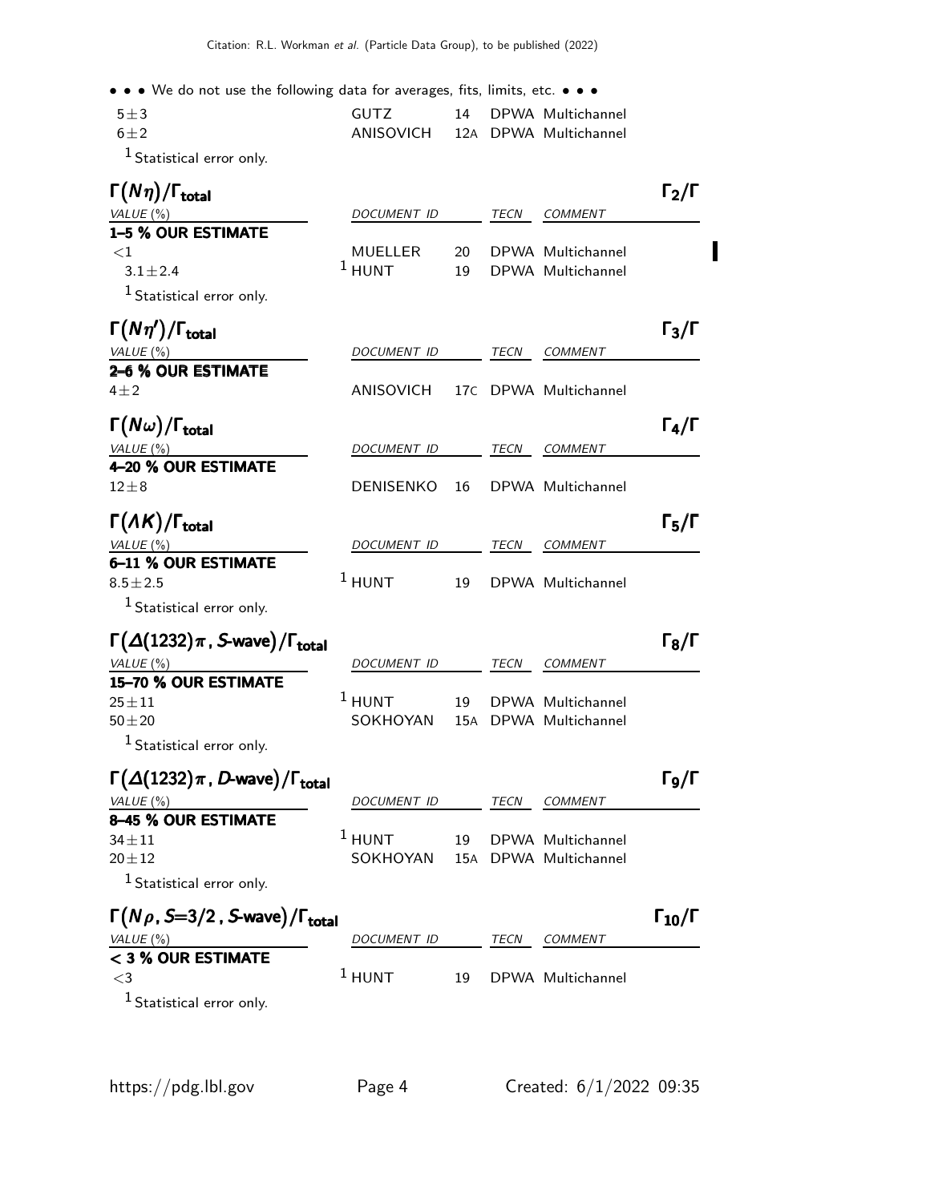• • • We do not use the following data for averages, fits, limits, etc. • • •

| VALUE | DOCUMENT ID | | TECN | COMMENT |
|---|---|---|---|---|
| $5 \pm 3$ | GUTZ | 14 | DPWA | Multichannel |
| $6 \pm 2$ | ANISOVICH | 12A | DPWA | Multichannel |

[1] Statistical error only.

### $\Gamma(N\eta)/\Gamma_{\text{total}}$ — $\Gamma_2/\Gamma$

| VALUE (%) | DOCUMENT ID | | TECN | COMMENT |
|---|---|---|---|---|
| **1–5 % OUR ESTIMATE** | | | | |
| $<1$ | MUELLER | 20 | DPWA | Multichannel |
| $3.1 \pm 2.4$ | [1] HUNT | 19 | DPWA | Multichannel |

[1] Statistical error only.

### $\Gamma(N\eta')/\Gamma_{\text{total}}$ — $\Gamma_3/\Gamma$

| VALUE (%) | DOCUMENT ID | | TECN | COMMENT |
|---|---|---|---|---|
| **2–6 % OUR ESTIMATE** | | | | |
| $4 \pm 2$ | ANISOVICH | 17C | DPWA | Multichannel |

### $\Gamma(N\omega)/\Gamma_{\text{total}}$ — $\Gamma_4/\Gamma$

| VALUE (%) | DOCUMENT ID | | TECN | COMMENT |
|---|---|---|---|---|
| **4–20 % OUR ESTIMATE** | | | | |
| $12 \pm 8$ | DENISENKO | 16 | DPWA | Multichannel |

### $\Gamma(\Lambda K)/\Gamma_{\text{total}}$ — $\Gamma_5/\Gamma$

| VALUE (%) | DOCUMENT ID | | TECN | COMMENT |
|---|---|---|---|---|
| **6–11 % OUR ESTIMATE** | | | | |
| $8.5 \pm 2.5$ | [1] HUNT | 19 | DPWA | Multichannel |

[1] Statistical error only.

### $\Gamma(\Delta(1232)\pi\text{, S-wave})/\Gamma_{\text{total}}$ — $\Gamma_8/\Gamma$

| VALUE (%) | DOCUMENT ID | | TECN | COMMENT |
|---|---|---|---|---|
| **15–70 % OUR ESTIMATE** | | | | |
| $25 \pm 11$ | [1] HUNT | 19 | DPWA | Multichannel |
| $50 \pm 20$ | SOKHOYAN | 15A | DPWA | Multichannel |

[1] Statistical error only.

### $\Gamma(\Delta(1232)\pi\text{, D-wave})/\Gamma_{\text{total}}$ — $\Gamma_9/\Gamma$

| VALUE (%) | DOCUMENT ID | | TECN | COMMENT |
|---|---|---|---|---|
| **8–45 % OUR ESTIMATE** | | | | |
| $34 \pm 11$ | [1] HUNT | 19 | DPWA | Multichannel |
| $20 \pm 12$ | SOKHOYAN | 15A | DPWA | Multichannel |

[1] Statistical error only.

### $\Gamma(N\rho\text{, } S=3/2\text{, S-wave})/\Gamma_{\text{total}}$ — $\Gamma_{10}/\Gamma$

| VALUE (%) | DOCUMENT ID | | TECN | COMMENT |
|---|---|---|---|---|
| **< 3 % OUR ESTIMATE** | | | | |
| $<3$ | [1] HUNT | 19 | DPWA | Multichannel |

[1] Statistical error only.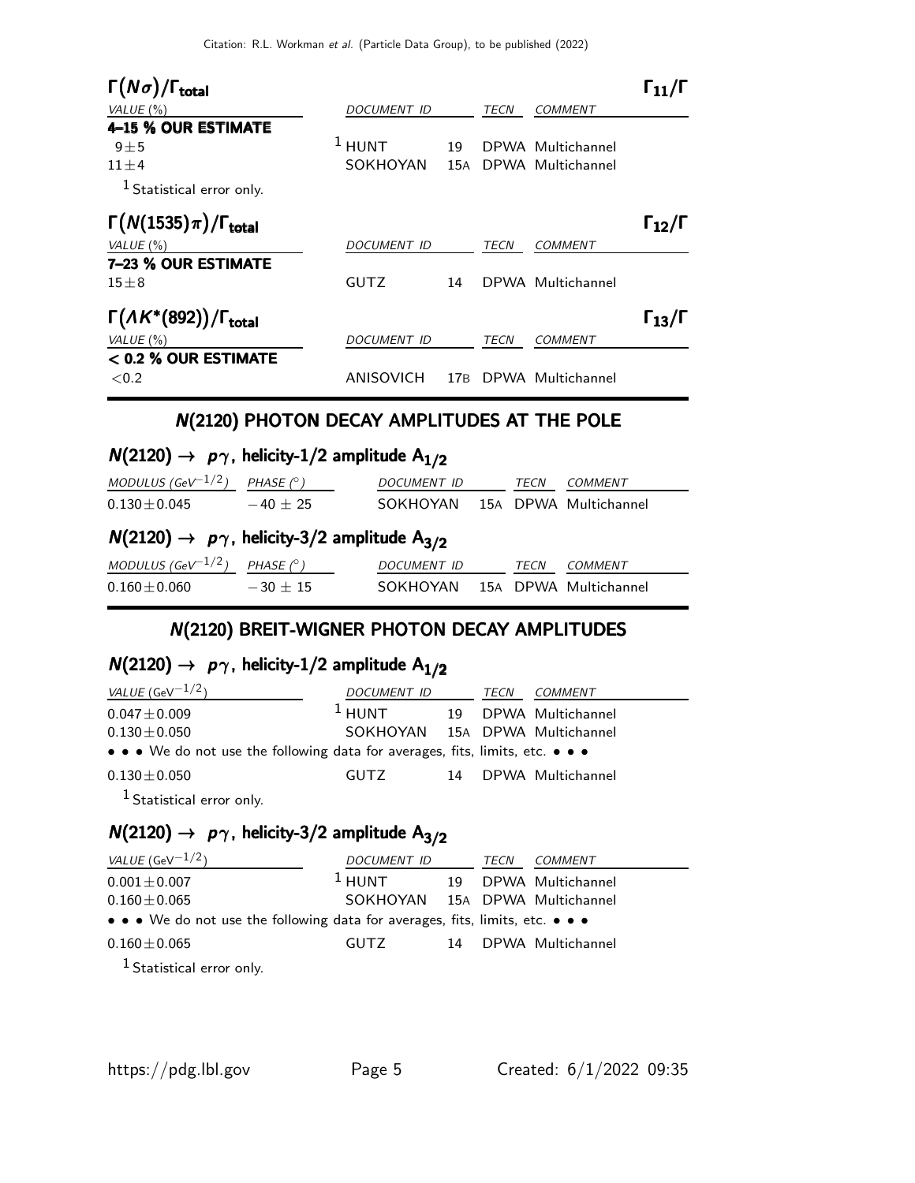### $\Gamma(N\sigma)/\Gamma_{total}$ $\Gamma_{11}/\Gamma$

| VALUE (%) | DOCUMENT ID | | TECN | COMMENT |
|---|---|---|---|---|
| **4–15 % OUR ESTIMATE** | | | | |
| $9 \pm 5$ | [1] HUNT | 19 | DPWA | Multichannel |
| $11 \pm 4$ | SOKHOYAN | 15A | DPWA | Multichannel |

[1] Statistical error only.

### $\Gamma(N(1535)\pi)/\Gamma_{total}$ $\Gamma_{12}/\Gamma$

| VALUE (%) | DOCUMENT ID | | TECN | COMMENT |
|---|---|---|---|---|
| **7–23 % OUR ESTIMATE** | | | | |
| $15 \pm 8$ | GUTZ | 14 | DPWA | Multichannel |

### $\Gamma(\Lambda K^*(892))/\Gamma_{total}$ $\Gamma_{13}/\Gamma$

| VALUE (%) | DOCUMENT ID | | TECN | COMMENT |
|---|---|---|---|---|
| **< 0.2 % OUR ESTIMATE** | | | | |
| $<0.2$ | ANISOVICH | 17B | DPWA | Multichannel |

## N(2120) PHOTON DECAY AMPLITUDES AT THE POLE

### $N(2120) \rightarrow p\gamma$, helicity-1/2 amplitude $A_{1/2}$

| MODULUS (GeV$^{-1/2}$) | PHASE (°) | DOCUMENT ID | | TECN | COMMENT |
|---|---|---|---|---|---|
| $0.130 \pm 0.045$ | $-40 \pm 25$ | SOKHOYAN | 15A | DPWA | Multichannel |

### $N(2120) \rightarrow p\gamma$, helicity-3/2 amplitude $A_{3/2}$

| MODULUS (GeV$^{-1/2}$) | PHASE (°) | DOCUMENT ID | | TECN | COMMENT |
|---|---|---|---|---|---|
| $0.160 \pm 0.060$ | $-30 \pm 15$ | SOKHOYAN | 15A | DPWA | Multichannel |

## N(2120) BREIT-WIGNER PHOTON DECAY AMPLITUDES

### $N(2120) \rightarrow p\gamma$, helicity-1/2 amplitude $A_{1/2}$

| VALUE (GeV$^{-1/2}$) | DOCUMENT ID | | TECN | COMMENT |
|---|---|---|---|---|
| $0.047 \pm 0.009$ | [1] HUNT | 19 | DPWA | Multichannel |
| $0.130 \pm 0.050$ | SOKHOYAN | 15A | DPWA | Multichannel |
| • • • We do not use the following data for averages, fits, limits, etc. • • • | | | | |
| $0.130 \pm 0.050$ | GUTZ | 14 | DPWA | Multichannel |

[1] Statistical error only.

### $N(2120) \rightarrow p\gamma$, helicity-3/2 amplitude $A_{3/2}$

| VALUE (GeV$^{-1/2}$) | DOCUMENT ID | | TECN | COMMENT |
|---|---|---|---|---|
| $0.001 \pm 0.007$ | [1] HUNT | 19 | DPWA | Multichannel |
| $0.160 \pm 0.065$ | SOKHOYAN | 15A | DPWA | Multichannel |
| • • • We do not use the following data for averages, fits, limits, etc. • • • | | | | |
| $0.160 \pm 0.065$ | GUTZ | 14 | DPWA | Multichannel |

[1] Statistical error only.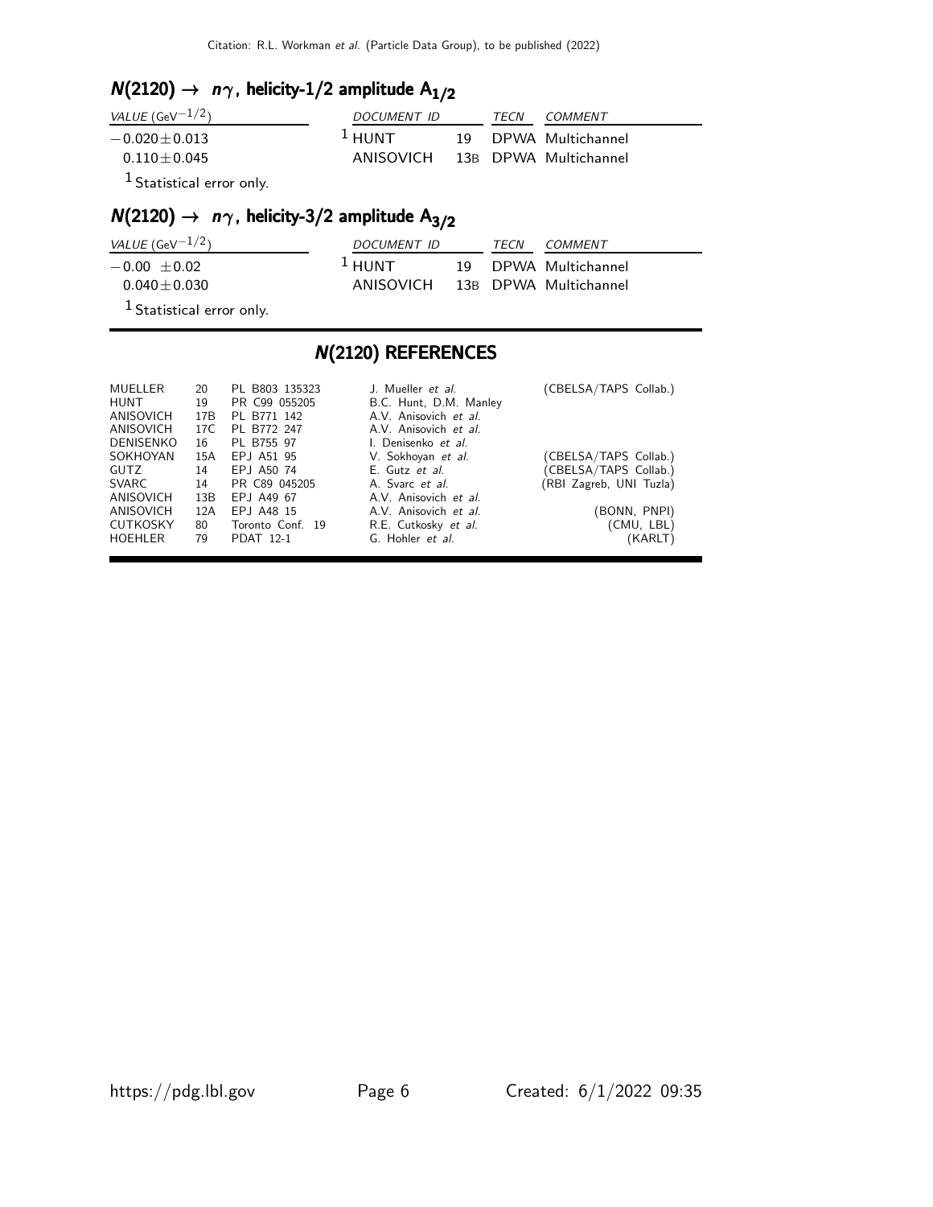### $N(2120) \to n\gamma$, helicity-1/2 amplitude $A_{1/2}$

| VALUE ($\mathrm{GeV}^{-1/2}$) | DOCUMENT ID | | TECN | COMMENT |
|---|---|---|---|---|
| $-0.020 \pm 0.013$ | [1] HUNT | 19 | DPWA | Multichannel |
| $0.110 \pm 0.045$ | ANISOVICH | 13B | DPWA | Multichannel |

[1] Statistical error only.

### $N(2120) \to n\gamma$, helicity-3/2 amplitude $A_{3/2}$

| VALUE ($\mathrm{GeV}^{-1/2}$) | DOCUMENT ID | | TECN | COMMENT |
|---|---|---|---|---|
| $-0.00 \pm 0.02$ | [1] HUNT | 19 | DPWA | Multichannel |
| $0.040 \pm 0.030$ | ANISOVICH | 13B | DPWA | Multichannel |

[1] Statistical error only.

## $N(2120)$ REFERENCES

| | | | | |
|---|---|---|---|---|
| MUELLER | 20 | PL B803 135323 | J. Mueller *et al.* | (CBELSA/TAPS Collab.) |
| HUNT | 19 | PR C99 055205 | B.C. Hunt, D.M. Manley | |
| ANISOVICH | 17B | PL B771 142 | A.V. Anisovich *et al.* | |
| ANISOVICH | 17C | PL B772 247 | A.V. Anisovich *et al.* | |
| DENISENKO | 16 | PL B755 97 | I. Denisenko *et al.* | |
| SOKHOYAN | 15A | EPJ A51 95 | V. Sokhoyan *et al.* | (CBELSA/TAPS Collab.) |
| GUTZ | 14 | EPJ A50 74 | E. Gutz *et al.* | (CBELSA/TAPS Collab.) |
| SVARC | 14 | PR C89 045205 | A. Svarc *et al.* | (RBI Zagreb, UNI Tuzla) |
| ANISOVICH | 13B | EPJ A49 67 | A.V. Anisovich *et al.* | |
| ANISOVICH | 12A | EPJ A48 15 | A.V. Anisovich *et al.* | (BONN, PNPI) |
| CUTKOSKY | 80 | Toronto Conf. 19 | R.E. Cutkosky *et al.* | (CMU, LBL) |
| HOEHLER | 79 | PDAT 12-1 | G. Hohler *et al.* | (KARLT) |